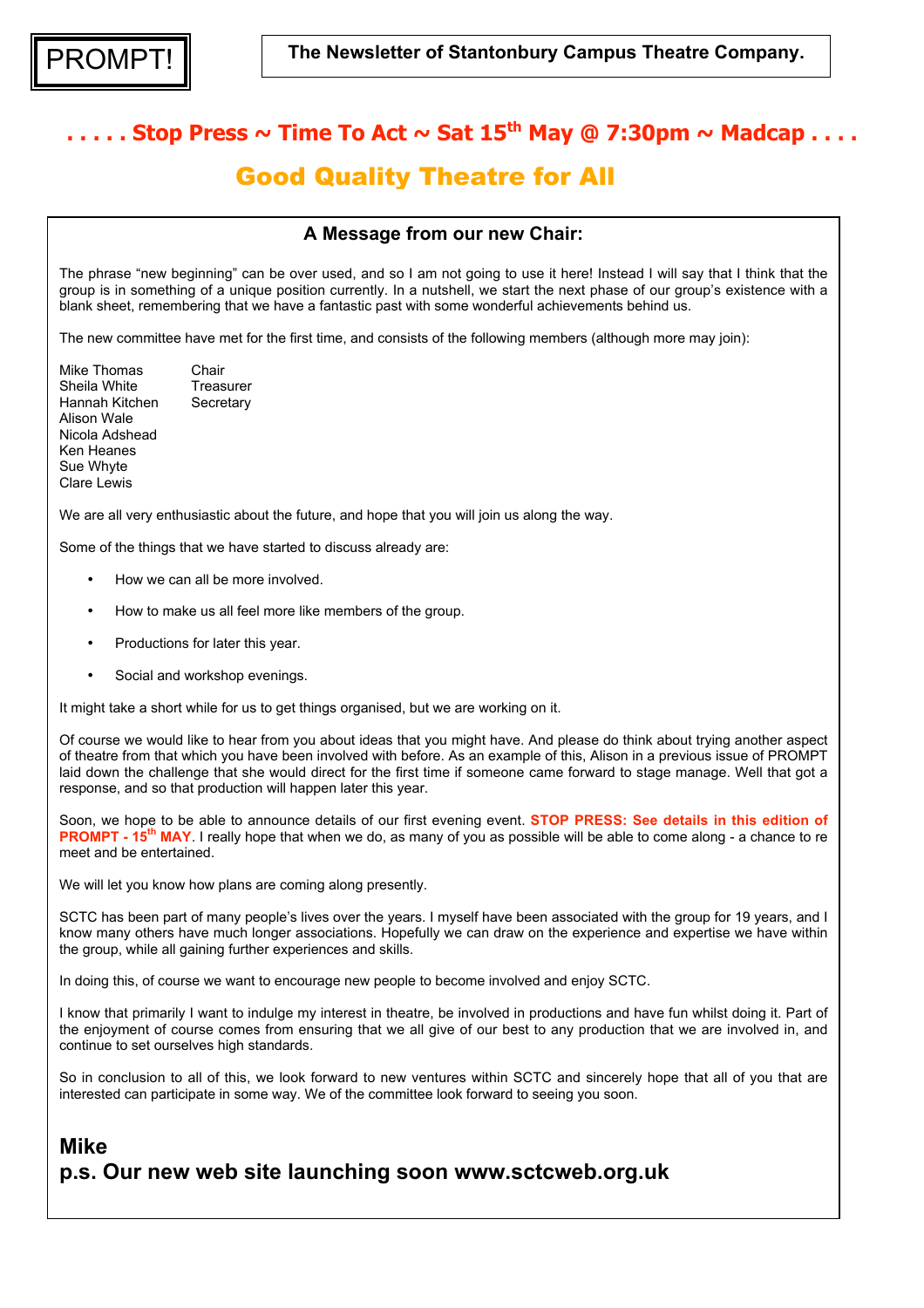PROMPT!

**The Newsletter of Stantonbury Campus Theatre Company.**

## . . . . . Stop Press ~ Time To Act ~ Sat 15th May @ 7:30pm ~ Madcap . . . .

## Good Quality Theatre for All

### A Message from our new Chair:

The phrase "new beginning" can be over used, and so I am not going to use it here! Instead I will say that I think that the group is in something of a unique position currently. In a nutshell, we start the next phase of our group's existence with a blank sheet, remembering that we have a fantastic past with some wonderful achievements behind us.

The new committee have met for the first time, and consists of the following members (although more may join):

| | |
|---|---|
| Mike Thomas | Chair |
| Sheila White | Treasurer |
| Hannah Kitchen | Secretary |
| Alison Wale | |
| Nicola Adshead | |
| Ken Heanes | |
| Sue Whyte | |
| Clare Lewis | |

We are all very enthusiastic about the future, and hope that you will join us along the way.

Some of the things that we have started to discuss already are:

- How we can all be more involved.
- How to make us all feel more like members of the group.
- Productions for later this year.
- Social and workshop evenings.

It might take a short while for us to get things organised, but we are working on it.

Of course we would like to hear from you about ideas that you might have. And please do think about trying another aspect of theatre from that which you have been involved with before. As an example of this, Alison in a previous issue of PROMPT laid down the challenge that she would direct for the first time if someone came forward to stage manage. Well that got a response, and so that production will happen later this year.

Soon, we hope to be able to announce details of our first evening event. **STOP PRESS: See details in this edition of PROMPT - 15th MAY**. I really hope that when we do, as many of you as possible will be able to come along - a chance to re meet and be entertained.

We will let you know how plans are coming along presently.

SCTC has been part of many people's lives over the years. I myself have been associated with the group for 19 years, and I know many others have much longer associations. Hopefully we can draw on the experience and expertise we have within the group, while all gaining further experiences and skills.

In doing this, of course we want to encourage new people to become involved and enjoy SCTC.

I know that primarily I want to indulge my interest in theatre, be involved in productions and have fun whilst doing it. Part of the enjoyment of course comes from ensuring that we all give of our best to any production that we are involved in, and continue to set ourselves high standards.

So in conclusion to all of this, we look forward to new ventures within SCTC and sincerely hope that all of you that are interested can participate in some way. We of the committee look forward to seeing you soon.

**Mike**

**p.s. Our new web site launching soon www.sctcweb.org.uk**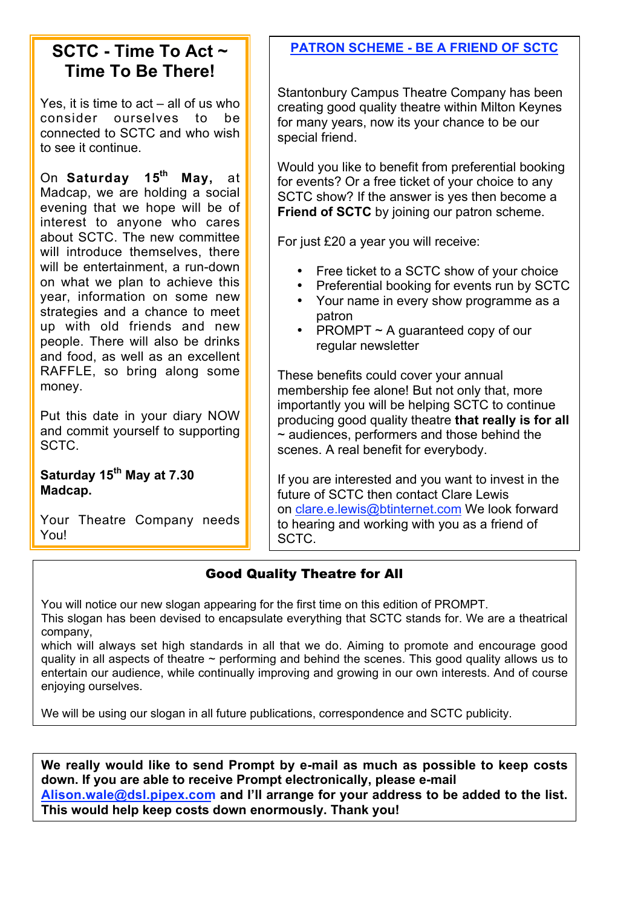## SCTC - Time To Act ~ Time To Be There!

Yes, it is time to act – all of us who consider ourselves to be connected to SCTC and who wish to see it continue.

On **Saturday 15th May,** at Madcap, we are holding a social evening that we hope will be of interest to anyone who cares about SCTC. The new committee will introduce themselves, there will be entertainment, a run-down on what we plan to achieve this year, information on some new strategies and a chance to meet up with old friends and new people. There will also be drinks and food, as well as an excellent RAFFLE, so bring along some money.

Put this date in your diary NOW and commit yourself to supporting SCTC.

**Saturday 15th May at 7.30 Madcap.**

Your Theatre Company needs You!

## PATRON SCHEME - BE A FRIEND OF SCTC

Stantonbury Campus Theatre Company has been creating good quality theatre within Milton Keynes for many years, now its your chance to be our special friend.

Would you like to benefit from preferential booking for events? Or a free ticket of your choice to any SCTC show? If the answer is yes then become a **Friend of SCTC** by joining our patron scheme.

For just £20 a year you will receive:

- Free ticket to a SCTC show of your choice
- Preferential booking for events run by SCTC
- Your name in every show programme as a patron
- PROMPT ~ A guaranteed copy of our regular newsletter

These benefits could cover your annual membership fee alone! But not only that, more importantly you will be helping SCTC to continue producing good quality theatre **that really is for all** ~ audiences, performers and those behind the scenes. A real benefit for everybody.

If you are interested and you want to invest in the future of SCTC then contact Clare Lewis on clare.e.lewis@btinternet.com We look forward to hearing and working with you as a friend of SCTC.

## Good Quality Theatre for All

You will notice our new slogan appearing for the first time on this edition of PROMPT.
This slogan has been devised to encapsulate everything that SCTC stands for. We are a theatrical company,
which will always set high standards in all that we do. Aiming to promote and encourage good quality in all aspects of theatre ~ performing and behind the scenes. This good quality allows us to entertain our audience, while continually improving and growing in our own interests. And of course enjoying ourselves.

We will be using our slogan in all future publications, correspondence and SCTC publicity.

**We really would like to send Prompt by e-mail as much as possible to keep costs down. If you are able to receive Prompt electronically, please e-mail Alison.wale@dsl.pipex.com and I'll arrange for your address to be added to the list. This would help keep costs down enormously. Thank you!**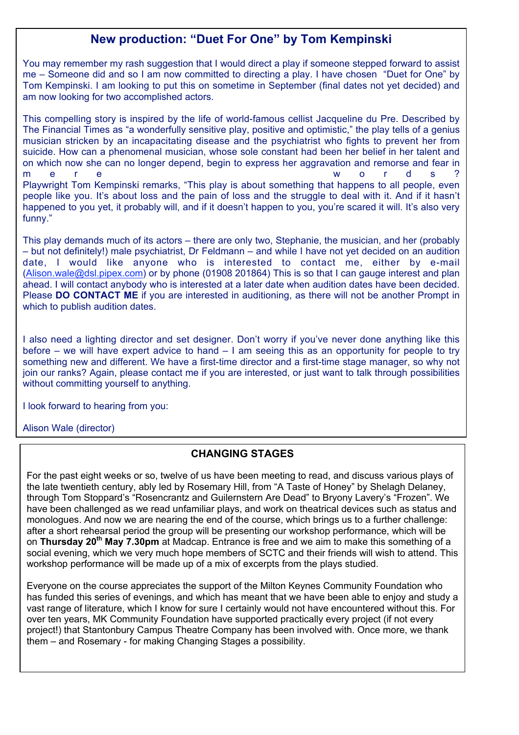## New production: "Duet For One" by Tom Kempinski

You may remember my rash suggestion that I would direct a play if someone stepped forward to assist me – Someone did and so I am now committed to directing a play. I have chosen "Duet for One" by Tom Kempinski. I am looking to put this on sometime in September (final dates not yet decided) and am now looking for two accomplished actors.

This compelling story is inspired by the life of world-famous cellist Jacqueline du Pre. Described by The Financial Times as "a wonderfully sensitive play, positive and optimistic," the play tells of a genius musician stricken by an incapacitating disease and the psychiatrist who fights to prevent her from suicide. How can a phenomenal musician, whose sole constant had been her belief in her talent and on which now she can no longer depend, begin to express her aggravation and remorse and fear in mere words?
Playwright Tom Kempinski remarks, "This play is about something that happens to all people, even people like you. It's about loss and the pain of loss and the struggle to deal with it. And if it hasn't happened to you yet, it probably will, and if it doesn't happen to you, you're scared it will. It's also very funny."

This play demands much of its actors – there are only two, Stephanie, the musician, and her (probably – but not definitely!) male psychiatrist, Dr Feldmann – and while I have not yet decided on an audition date, I would like anyone who is interested to contact me, either by e-mail (Alison.wale@dsl.pipex.com) or by phone (01908 201864) This is so that I can gauge interest and plan ahead. I will contact anybody who is interested at a later date when audition dates have been decided. Please **DO CONTACT ME** if you are interested in auditioning, as there will not be another Prompt in which to publish audition dates.

I also need a lighting director and set designer. Don't worry if you've never done anything like this before – we will have expert advice to hand – I am seeing this as an opportunity for people to try something new and different. We have a first-time director and a first-time stage manager, so why not join our ranks? Again, please contact me if you are interested, or just want to talk through possibilities without committing yourself to anything.

I look forward to hearing from you:

Alison Wale (director)

## CHANGING STAGES

For the past eight weeks or so, twelve of us have been meeting to read, and discuss various plays of the late twentieth century, ably led by Rosemary Hill, from "A Taste of Honey" by Shelagh Delaney, through Tom Stoppard's "Rosencrantz and Guilernstern Are Dead" to Bryony Lavery's "Frozen". We have been challenged as we read unfamiliar plays, and work on theatrical devices such as status and monologues. And now we are nearing the end of the course, which brings us to a further challenge: after a short rehearsal period the group will be presenting our workshop performance, which will be on **Thursday 20th May 7.30pm** at Madcap. Entrance is free and we aim to make this something of a social evening, which we very much hope members of SCTC and their friends will wish to attend. This workshop performance will be made up of a mix of excerpts from the plays studied.

Everyone on the course appreciates the support of the Milton Keynes Community Foundation who has funded this series of evenings, and which has meant that we have been able to enjoy and study a vast range of literature, which I know for sure I certainly would not have encountered without this. For over ten years, MK Community Foundation have supported practically every project (if not every project!) that Stantonbury Campus Theatre Company has been involved with. Once more, we thank them – and Rosemary - for making Changing Stages a possibility.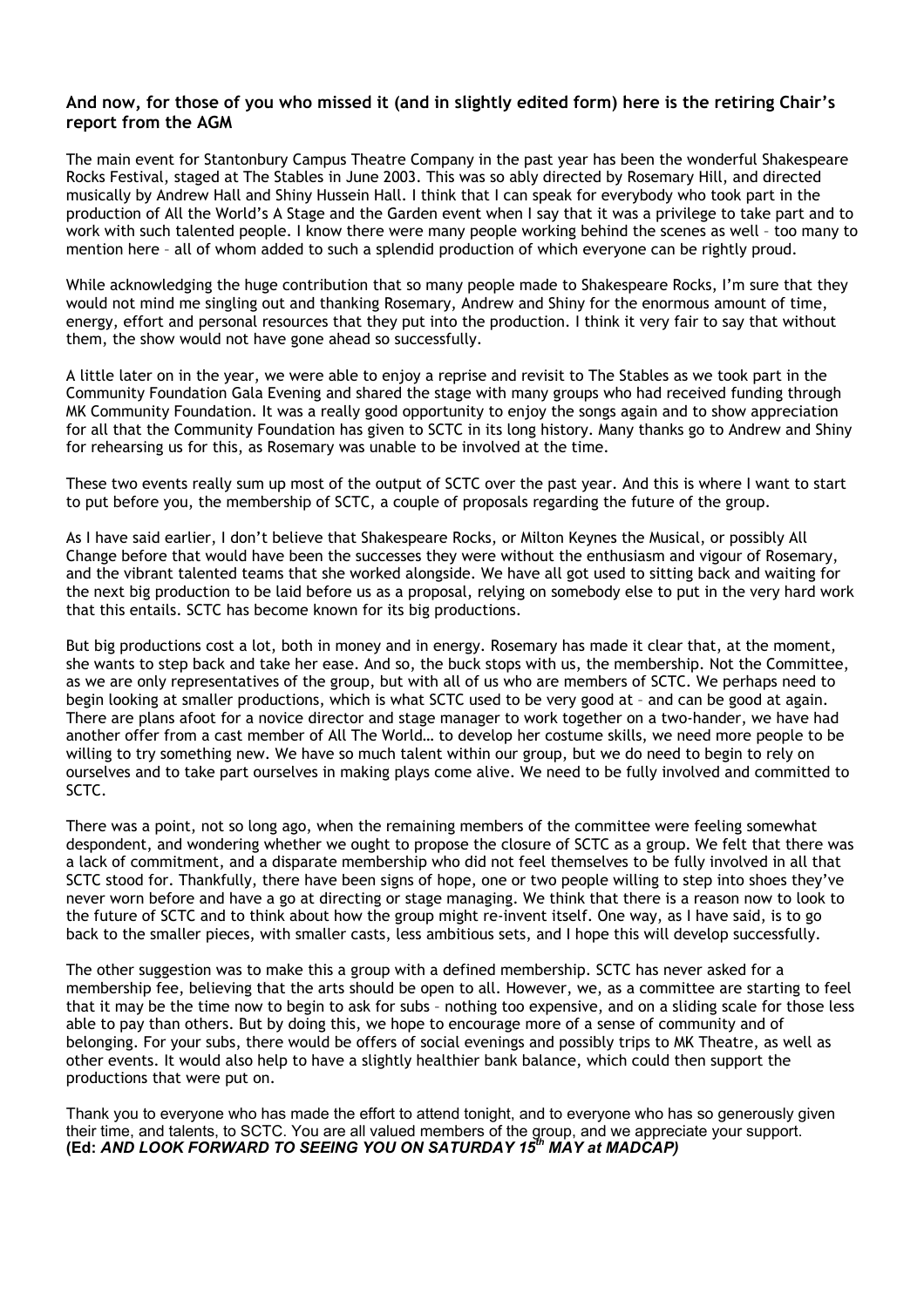**And now, for those of you who missed it (and in slightly edited form) here is the retiring Chair's report from the AGM**

The main event for Stantonbury Campus Theatre Company in the past year has been the wonderful Shakespeare Rocks Festival, staged at The Stables in June 2003. This was so ably directed by Rosemary Hill, and directed musically by Andrew Hall and Shiny Hussein Hall. I think that I can speak for everybody who took part in the production of All the World's A Stage and the Garden event when I say that it was a privilege to take part and to work with such talented people. I know there were many people working behind the scenes as well – too many to mention here – all of whom added to such a splendid production of which everyone can be rightly proud.

While acknowledging the huge contribution that so many people made to Shakespeare Rocks, I'm sure that they would not mind me singling out and thanking Rosemary, Andrew and Shiny for the enormous amount of time, energy, effort and personal resources that they put into the production. I think it very fair to say that without them, the show would not have gone ahead so successfully.

A little later on in the year, we were able to enjoy a reprise and revisit to The Stables as we took part in the Community Foundation Gala Evening and shared the stage with many groups who had received funding through MK Community Foundation. It was a really good opportunity to enjoy the songs again and to show appreciation for all that the Community Foundation has given to SCTC in its long history. Many thanks go to Andrew and Shiny for rehearsing us for this, as Rosemary was unable to be involved at the time.

These two events really sum up most of the output of SCTC over the past year. And this is where I want to start to put before you, the membership of SCTC, a couple of proposals regarding the future of the group.

As I have said earlier, I don't believe that Shakespeare Rocks, or Milton Keynes the Musical, or possibly All Change before that would have been the successes they were without the enthusiasm and vigour of Rosemary, and the vibrant talented teams that she worked alongside. We have all got used to sitting back and waiting for the next big production to be laid before us as a proposal, relying on somebody else to put in the very hard work that this entails. SCTC has become known for its big productions.

But big productions cost a lot, both in money and in energy. Rosemary has made it clear that, at the moment, she wants to step back and take her ease. And so, the buck stops with us, the membership. Not the Committee, as we are only representatives of the group, but with all of us who are members of SCTC. We perhaps need to begin looking at smaller productions, which is what SCTC used to be very good at – and can be good at again. There are plans afoot for a novice director and stage manager to work together on a two-hander, we have had another offer from a cast member of All The World… to develop her costume skills, we need more people to be willing to try something new. We have so much talent within our group, but we do need to begin to rely on ourselves and to take part ourselves in making plays come alive. We need to be fully involved and committed to SCTC.

There was a point, not so long ago, when the remaining members of the committee were feeling somewhat despondent, and wondering whether we ought to propose the closure of SCTC as a group. We felt that there was a lack of commitment, and a disparate membership who did not feel themselves to be fully involved in all that SCTC stood for. Thankfully, there have been signs of hope, one or two people willing to step into shoes they've never worn before and have a go at directing or stage managing. We think that there is a reason now to look to the future of SCTC and to think about how the group might re-invent itself. One way, as I have said, is to go back to the smaller pieces, with smaller casts, less ambitious sets, and I hope this will develop successfully.

The other suggestion was to make this a group with a defined membership. SCTC has never asked for a membership fee, believing that the arts should be open to all. However, we, as a committee are starting to feel that it may be the time now to begin to ask for subs – nothing too expensive, and on a sliding scale for those less able to pay than others. But by doing this, we hope to encourage more of a sense of community and of belonging. For your subs, there would be offers of social evenings and possibly trips to MK Theatre, as well as other events. It would also help to have a slightly healthier bank balance, which could then support the productions that were put on.

Thank you to everyone who has made the effort to attend tonight, and to everyone who has so generously given their time, and talents, to SCTC. You are all valued members of the group, and we appreciate your support.
**(Ed: *AND LOOK FORWARD TO SEEING YOU ON SATURDAY 15th MAY at MADCAP)***